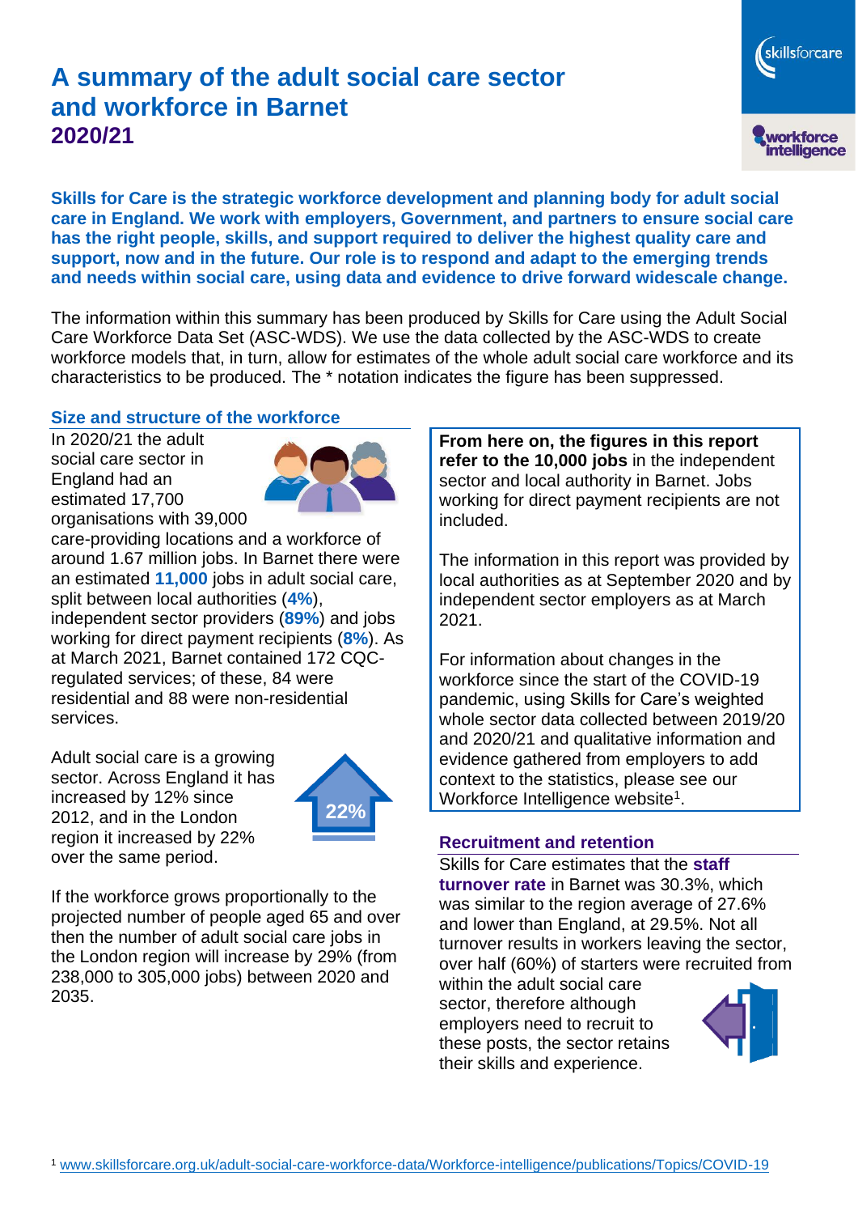# A summary of the adult social care sector and workforce in Barnet

## 2020/21

**Skills for Care is the strategic workforce development and planning body for adult social care in England. We work with employers, Government, and partners to ensure social care has the right people, skills, and support required to deliver the highest quality care and support, now and in the future. Our role is to respond and adapt to the emerging trends and needs within social care, using data and evidence to drive forward widescale change.**

The information within this summary has been produced by Skills for Care using the Adult Social Care Workforce Data Set (ASC-WDS). We use the data collected by the ASC-WDS to create workforce models that, in turn, allow for estimates of the whole adult social care workforce and its characteristics to be produced. The * notation indicates the figure has been suppressed.

### Size and structure of the workforce

In 2020/21 the adult social care sector in England had an estimated 17,700 organisations with 39,000 care-providing locations and a workforce of around 1.67 million jobs. In Barnet there were an estimated **11,000** jobs in adult social care, split between local authorities (**4%**), independent sector providers (**89%**) and jobs working for direct payment recipients (**8%**). As at March 2021, Barnet contained 172 CQC-regulated services; of these, 84 were residential and 88 were non-residential services.

Adult social care is a growing sector. Across England it has increased by 12% since 2012, and in the London region it increased by 22% over the same period.

22%

If the workforce grows proportionally to the projected number of people aged 65 and over then the number of adult social care jobs in the London region will increase by 29% (from 238,000 to 305,000 jobs) between 2020 and 2035.

**From here on, the figures in this report refer to the 10,000 jobs** in the independent sector and local authority in Barnet. Jobs working for direct payment recipients are not included.

The information in this report was provided by local authorities as at September 2020 and by independent sector employers as at March 2021.

For information about changes in the workforce since the start of the COVID-19 pandemic, using Skills for Care's weighted whole sector data collected between 2019/20 and 2020/21 and qualitative information and evidence gathered from employers to add context to the statistics, please see our Workforce Intelligence website[1].

### Recruitment and retention

Skills for Care estimates that the **staff turnover rate** in Barnet was 30.3%, which was similar to the region average of 27.6% and lower than England, at 29.5%. Not all turnover results in workers leaving the sector, over half (60%) of starters were recruited from within the adult social care sector, therefore although employers need to recruit to these posts, the sector retains their skills and experience.

[1] www.skillsforcare.org.uk/adult-social-care-workforce-data/Workforce-intelligence/publications/Topics/COVID-19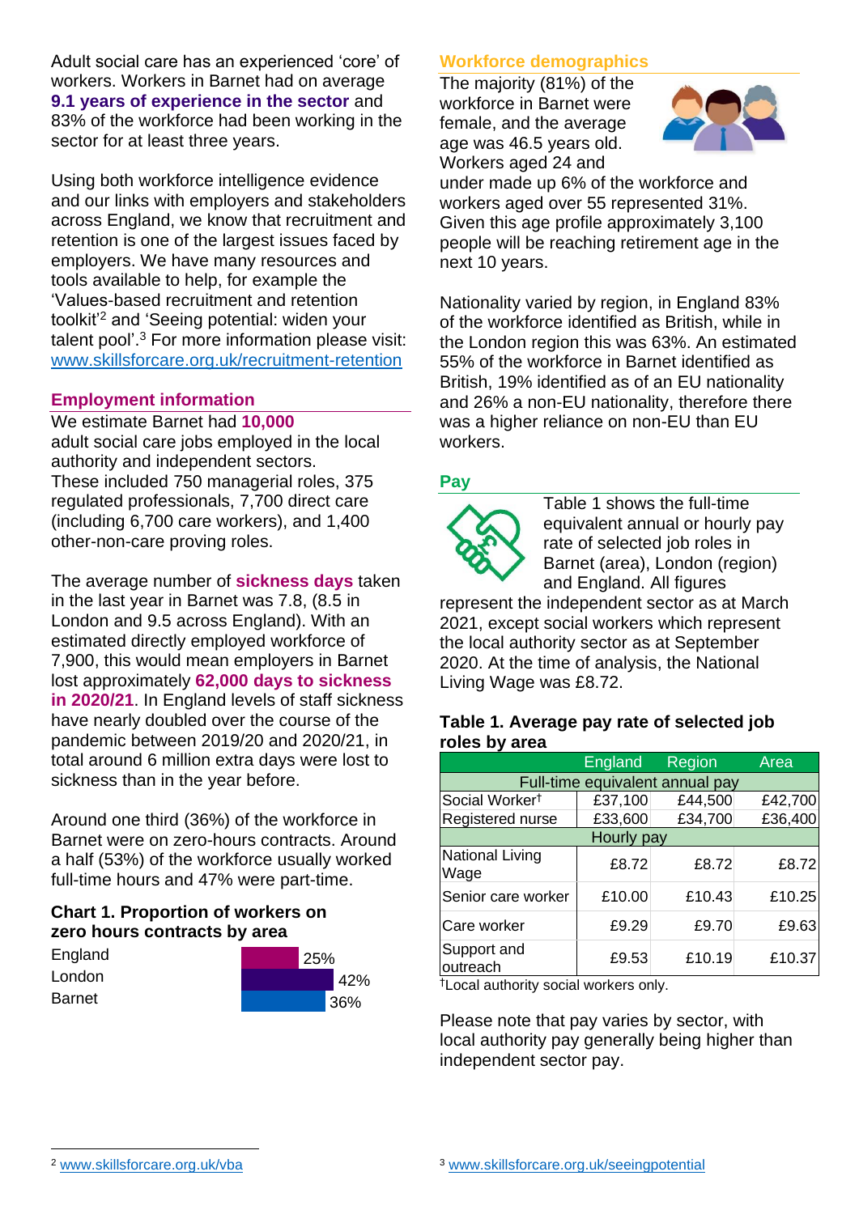Adult social care has an experienced 'core' of workers. Workers in Barnet had on average **9.1 years of experience in the sector** and 83% of the workforce had been working in the sector for at least three years.

Using both workforce intelligence evidence and our links with employers and stakeholders across England, we know that recruitment and retention is one of the largest issues faced by employers. We have many resources and tools available to help, for example the 'Values-based recruitment and retention toolkit'[2] and 'Seeing potential: widen your talent pool'.[3] For more information please visit: www.skillsforcare.org.uk/recruitment-retention

## Employment information

We estimate Barnet had **10,000** adult social care jobs employed in the local authority and independent sectors. These included 750 managerial roles, 375 regulated professionals, 7,700 direct care (including 6,700 care workers), and 1,400 other-non-care proving roles.

The average number of **sickness days** taken in the last year in Barnet was 7.8, (8.5 in London and 9.5 across England). With an estimated directly employed workforce of 7,900, this would mean employers in Barnet lost approximately **62,000 days to sickness in 2020/21**. In England levels of staff sickness have nearly doubled over the course of the pandemic between 2019/20 and 2020/21, in total around 6 million extra days were lost to sickness than in the year before.

Around one third (36%) of the workforce in Barnet were on zero-hours contracts. Around a half (53%) of the workforce usually worked full-time hours and 47% were part-time.

### Chart 1. Proportion of workers on zero hours contracts by area

| Area | Proportion |
|---|---|
| England | 25% |
| London | 42% |
| Barnet | 36% |

## Workforce demographics

The majority (81%) of the workforce in Barnet were female, and the average age was 46.5 years old. Workers aged 24 and under made up 6% of the workforce and workers aged over 55 represented 31%. Given this age profile approximately 3,100 people will be reaching retirement age in the next 10 years.

Nationality varied by region, in England 83% of the workforce identified as British, while in the London region this was 63%. An estimated 55% of the workforce in Barnet identified as British, 19% identified as of an EU nationality and 26% a non-EU nationality, therefore there was a higher reliance on non-EU than EU workers.

## Pay

Table 1 shows the full-time equivalent annual or hourly pay rate of selected job roles in Barnet (area), London (region) and England. All figures represent the independent sector as at March 2021, except social workers which represent the local authority sector as at September 2020. At the time of analysis, the National Living Wage was £8.72.

### Table 1. Average pay rate of selected job roles by area

| | England | Region | Area |
|---|---|---|---|
| **Full-time equivalent annual pay** | | | |
| Social Worker† | £37,100 | £44,500 | £42,700 |
| Registered nurse | £33,600 | £34,700 | £36,400 |
| **Hourly pay** | | | |
| National Living Wage | £8.72 | £8.72 | £8.72 |
| Senior care worker | £10.00 | £10.43 | £10.25 |
| Care worker | £9.29 | £9.70 | £9.63 |
| Support and outreach | £9.53 | £10.19 | £10.37 |

†Local authority social workers only.

Please note that pay varies by sector, with local authority pay generally being higher than independent sector pay.

[2] www.skillsforcare.org.uk/vba

[3] www.skillsforcare.org.uk/seeingpotential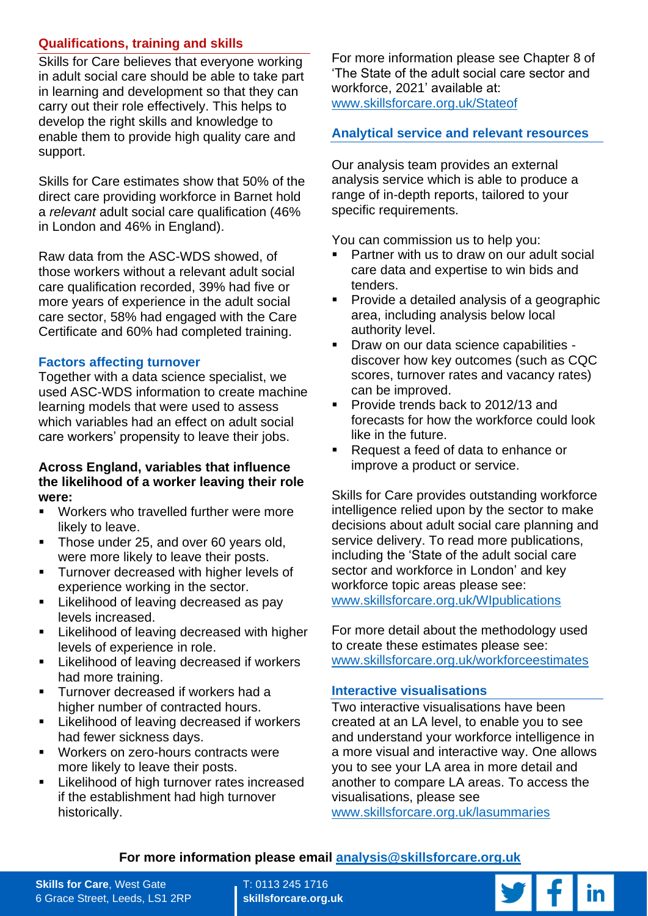## Qualifications, training and skills

Skills for Care believes that everyone working in adult social care should be able to take part in learning and development so that they can carry out their role effectively. This helps to develop the right skills and knowledge to enable them to provide high quality care and support.

Skills for Care estimates show that 50% of the direct care providing workforce in Barnet hold a *relevant* adult social care qualification (46% in London and 46% in England).

Raw data from the ASC-WDS showed, of those workers without a relevant adult social care qualification recorded, 39% had five or more years of experience in the adult social care sector, 58% had engaged with the Care Certificate and 60% had completed training.

## Factors affecting turnover

Together with a data science specialist, we used ASC-WDS information to create machine learning models that were used to assess which variables had an effect on adult social care workers' propensity to leave their jobs.

**Across England, variables that influence the likelihood of a worker leaving their role were:**

- Workers who travelled further were more likely to leave.
- Those under 25, and over 60 years old, were more likely to leave their posts.
- Turnover decreased with higher levels of experience working in the sector.
- Likelihood of leaving decreased as pay levels increased.
- Likelihood of leaving decreased with higher levels of experience in role.
- Likelihood of leaving decreased if workers had more training.
- Turnover decreased if workers had a higher number of contracted hours.
- Likelihood of leaving decreased if workers had fewer sickness days.
- Workers on zero-hours contracts were more likely to leave their posts.
- Likelihood of high turnover rates increased if the establishment had high turnover historically.

For more information please see Chapter 8 of 'The State of the adult social care sector and workforce, 2021' available at: www.skillsforcare.org.uk/Stateof

## Analytical service and relevant resources

Our analysis team provides an external analysis service which is able to produce a range of in-depth reports, tailored to your specific requirements.

You can commission us to help you:

- Partner with us to draw on our adult social care data and expertise to win bids and tenders.
- Provide a detailed analysis of a geographic area, including analysis below local authority level.
- Draw on our data science capabilities - discover how key outcomes (such as CQC scores, turnover rates and vacancy rates) can be improved.
- Provide trends back to 2012/13 and forecasts for how the workforce could look like in the future.
- Request a feed of data to enhance or improve a product or service.

Skills for Care provides outstanding workforce intelligence relied upon by the sector to make decisions about adult social care planning and service delivery. To read more publications, including the 'State of the adult social care sector and workforce in London' and key workforce topic areas please see: www.skillsforcare.org.uk/WIpublications

For more detail about the methodology used to create these estimates please see: www.skillsforcare.org.uk/workforceestimates

## Interactive visualisations

Two interactive visualisations have been created at an LA level, to enable you to see and understand your workforce intelligence in a more visual and interactive way. One allows you to see your LA area in more detail and another to compare LA areas. To access the visualisations, please see www.skillsforcare.org.uk/lasummaries

**For more information please email analysis@skillsforcare.org.uk**

**Skills for Care**, West Gate
6 Grace Street, Leeds, LS1 2RP

T: 0113 245 1716
**skillsforcare.org.uk**